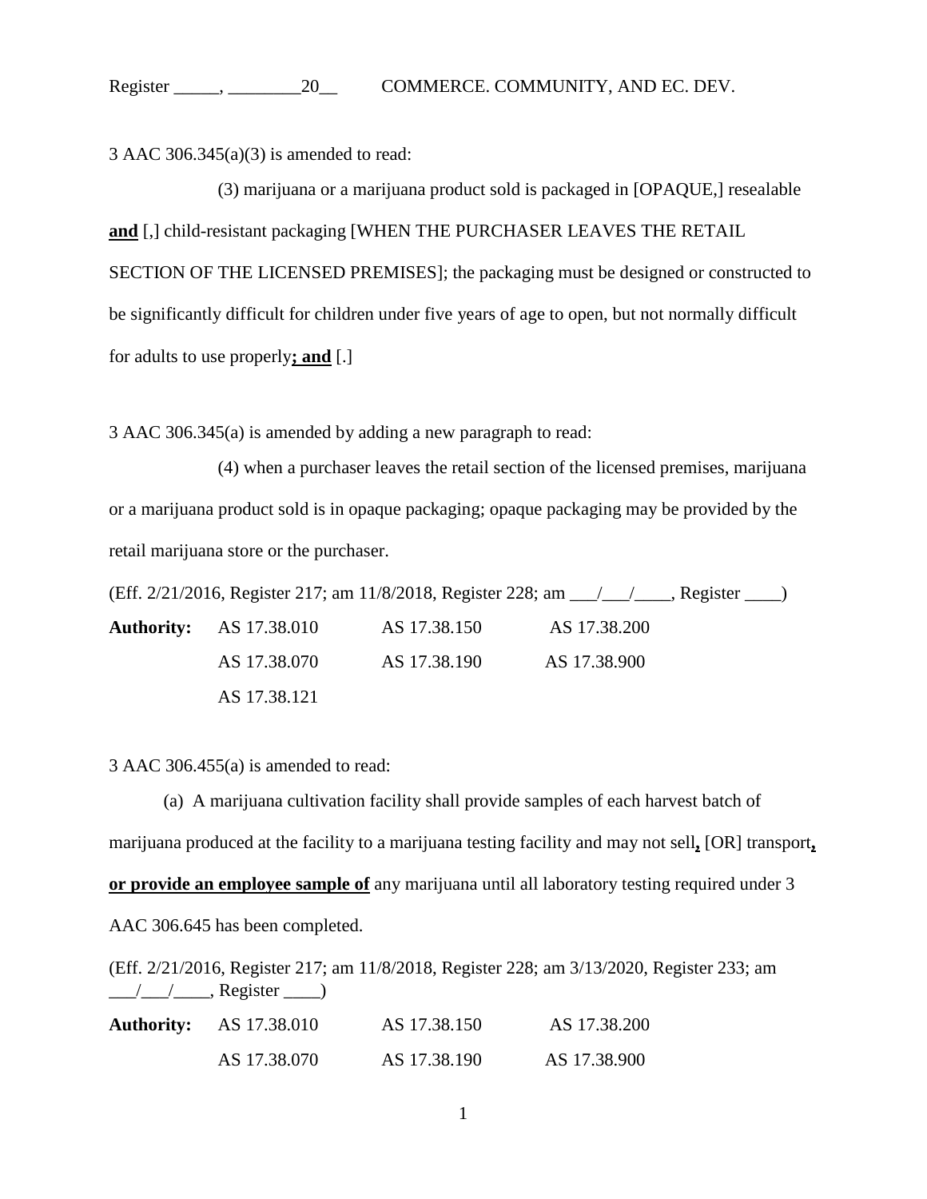3 AAC 306.345(a)(3) is amended to read:

(3) marijuana or a marijuana product sold is packaged in [OPAQUE,] resealable **and** [,] child-resistant packaging [WHEN THE PURCHASER LEAVES THE RETAIL SECTION OF THE LICENSED PREMISES]; the packaging must be designed or constructed to be significantly difficult for children under five years of age to open, but not normally difficult for adults to use properly**; and** [.]

3 AAC 306.345(a) is amended by adding a new paragraph to read:

(4) when a purchaser leaves the retail section of the licensed premises, marijuana or a marijuana product sold is in opaque packaging; opaque packaging may be provided by the retail marijuana store or the purchaser.

(Eff. 2/21/2016, Register 217; am 11/8/2018, Register 228; am ___/___/____, Register ____)

| **Authority:** | AS 17.38.010 | AS 17.38.150 | AS 17.38.200 |
|---|---|---|---|
| | AS 17.38.070 | AS 17.38.190 | AS 17.38.900 |
| | AS 17.38.121 | | |

3 AAC 306.455(a) is amended to read:

(a) A marijuana cultivation facility shall provide samples of each harvest batch of marijuana produced at the facility to a marijuana testing facility and may not sell**,** [OR] transport**, or provide an employee sample of** any marijuana until all laboratory testing required under 3 AAC 306.645 has been completed.

(Eff. 2/21/2016, Register 217; am 11/8/2018, Register 228; am 3/13/2020, Register 233; am ___/___/____, Register ____)

| **Authority:** | AS 17.38.010 | AS 17.38.150 | AS 17.38.200 |
|---|---|---|---|
| | AS 17.38.070 | AS 17.38.190 | AS 17.38.900 |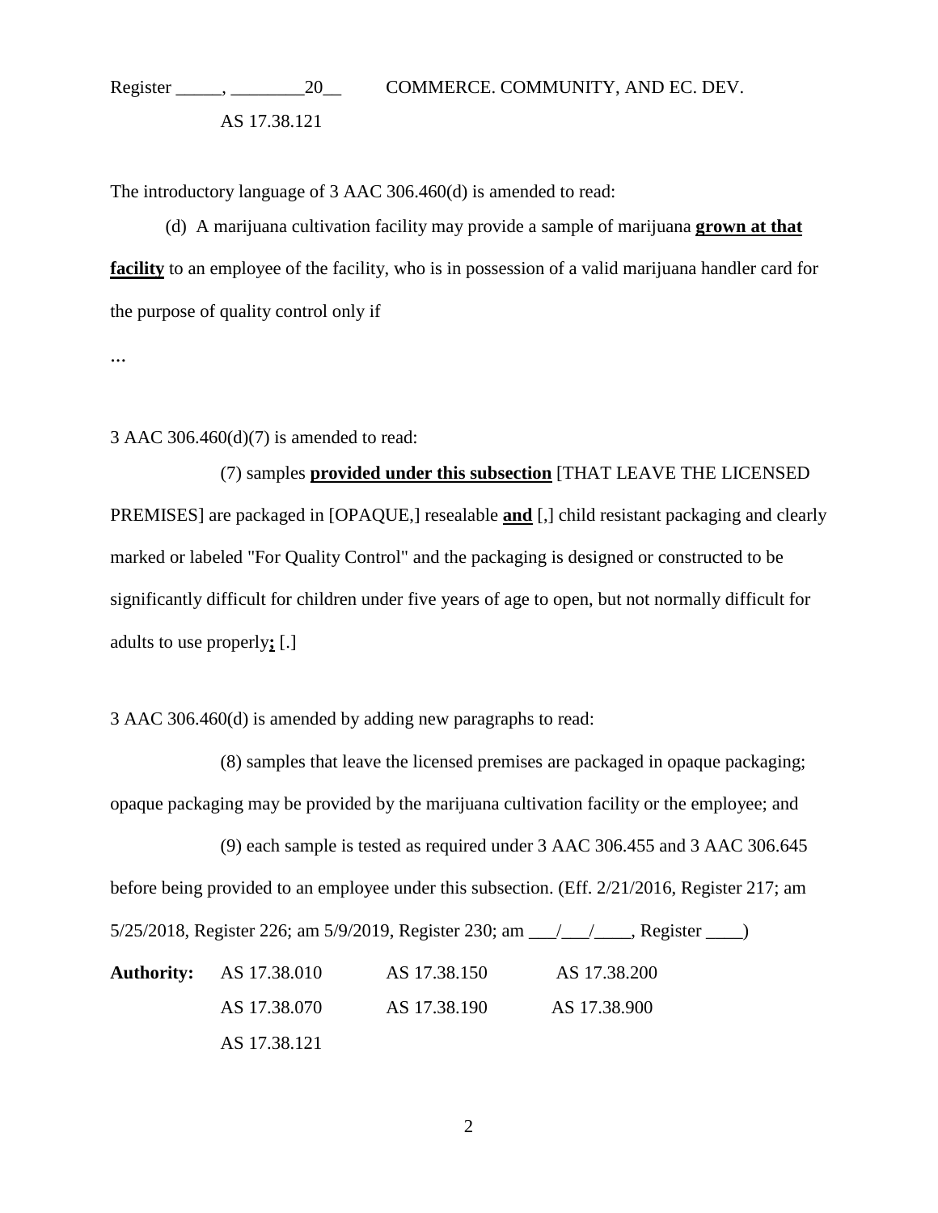The introductory language of 3 AAC 306.460(d) is amended to read:

(d) A marijuana cultivation facility may provide a sample of marijuana **grown at that facility** to an employee of the facility, who is in possession of a valid marijuana handler card for the purpose of quality control only if

...

3 AAC 306.460(d)(7) is amended to read:

(7) samples **provided under this subsection** [THAT LEAVE THE LICENSED PREMISES] are packaged in [OPAQUE,] resealable **and** [,] child resistant packaging and clearly marked or labeled "For Quality Control" and the packaging is designed or constructed to be significantly difficult for children under five years of age to open, but not normally difficult for adults to use properly**;** [.]

3 AAC 306.460(d) is amended by adding new paragraphs to read:

(8) samples that leave the licensed premises are packaged in opaque packaging; opaque packaging may be provided by the marijuana cultivation facility or the employee; and

(9) each sample is tested as required under 3 AAC 306.455 and 3 AAC 306.645 before being provided to an employee under this subsection. (Eff. 2/21/2016, Register 217; am 5/25/2018, Register 226; am 5/9/2019, Register 230; am \_\_\_/\_\_\_/\_\_\_\_, Register \_\_\_\_)

| **Authority:** | AS 17.38.010 | AS 17.38.150 | AS 17.38.200 |
|---|---|---|---|
| | AS 17.38.070 | AS 17.38.190 | AS 17.38.900 |
| | AS 17.38.121 | | |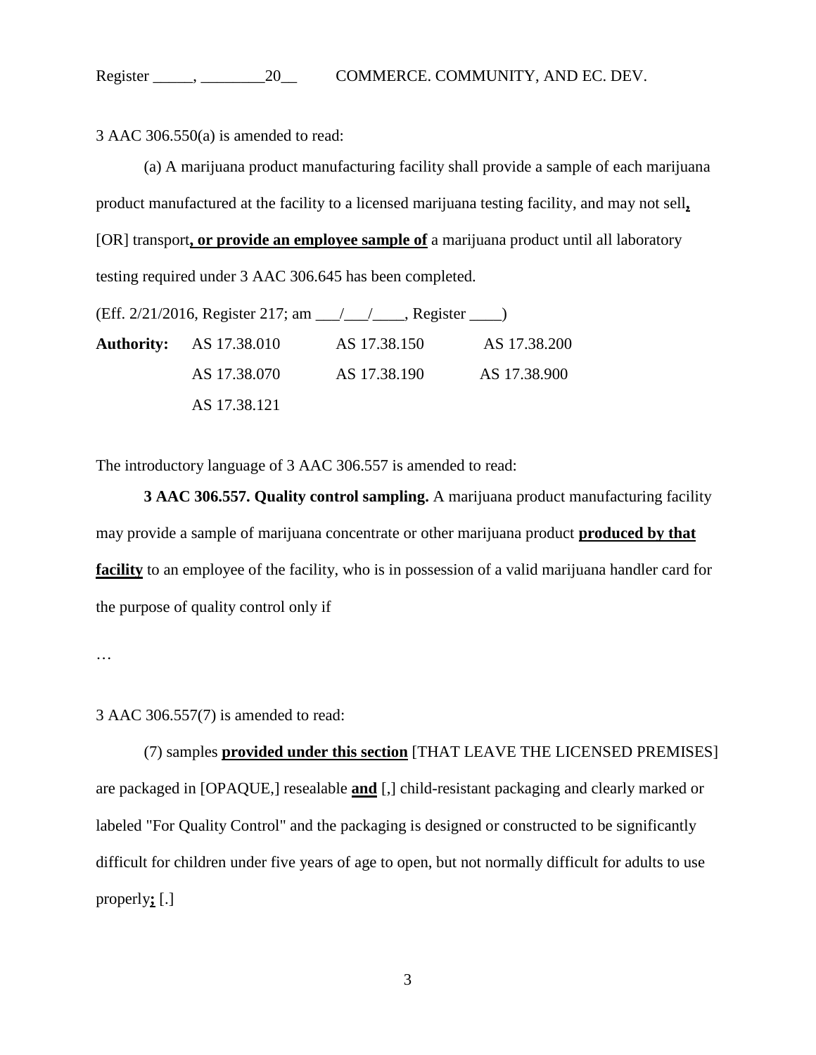3 AAC 306.550(a) is amended to read:

(a) A marijuana product manufacturing facility shall provide a sample of each marijuana product manufactured at the facility to a licensed marijuana testing facility, and may not sell**,** [OR] transport**, or provide an employee sample of** a marijuana product until all laboratory testing required under 3 AAC 306.645 has been completed.

(Eff. 2/21/2016, Register 217; am \_\_\_/\_\_\_/\_\_\_\_, Register \_\_\_\_)

| **Authority:** | AS 17.38.010 | AS 17.38.150 | AS 17.38.200 |
|---|---|---|---|
| | AS 17.38.070 | AS 17.38.190 | AS 17.38.900 |
| | AS 17.38.121 | | |

The introductory language of 3 AAC 306.557 is amended to read:

**3 AAC 306.557. Quality control sampling.** A marijuana product manufacturing facility may provide a sample of marijuana concentrate or other marijuana product **produced by that facility** to an employee of the facility, who is in possession of a valid marijuana handler card for the purpose of quality control only if

…

3 AAC 306.557(7) is amended to read:

(7) samples **provided under this section** [THAT LEAVE THE LICENSED PREMISES] are packaged in [OPAQUE,] resealable **and** [,] child-resistant packaging and clearly marked or labeled "For Quality Control" and the packaging is designed or constructed to be significantly difficult for children under five years of age to open, but not normally difficult for adults to use properly**;** [.]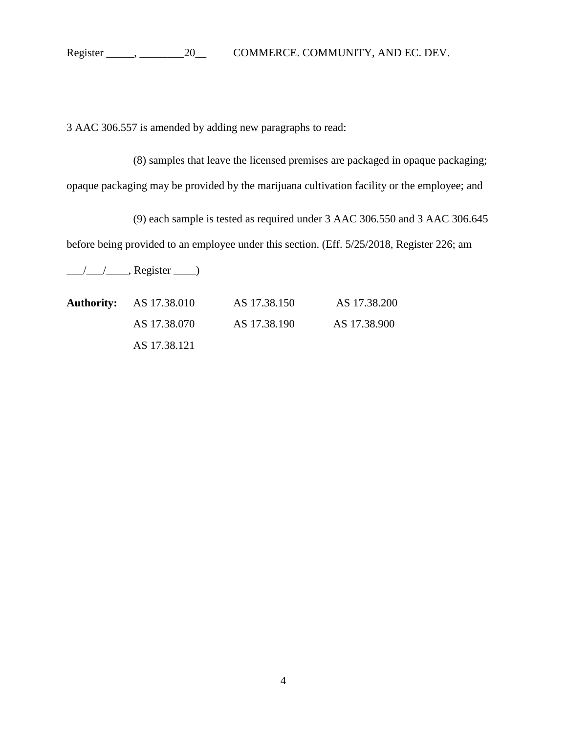3 AAC 306.557 is amended by adding new paragraphs to read:

(8) samples that leave the licensed premises are packaged in opaque packaging; opaque packaging may be provided by the marijuana cultivation facility or the employee; and

(9) each sample is tested as required under 3 AAC 306.550 and 3 AAC 306.645 before being provided to an employee under this section. (Eff. 5/25/2018, Register 226; am ___/___/____, Register ____)

| | | | |
|---|---|---|---|
| **Authority:** | AS 17.38.010 | AS 17.38.150 | AS 17.38.200 |
| | AS 17.38.070 | AS 17.38.190 | AS 17.38.900 |
| | AS 17.38.121 | | |